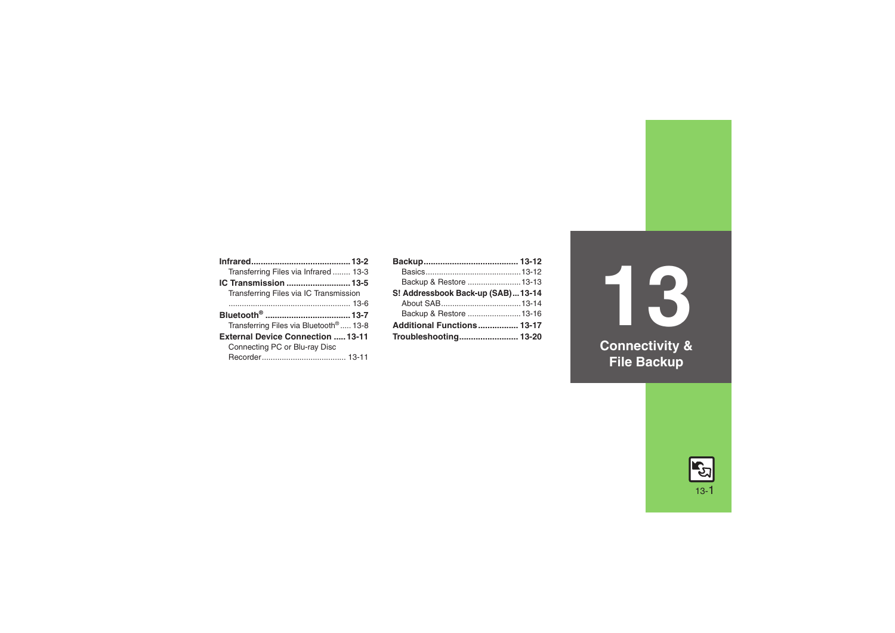# 13 Connectivity & File Backup

**Infrared** .......... 13-2
- Transferring Files via Infrared .......... 13-3

**IC Transmission** .......... 13-5
- Transferring Files via IC Transmission .......... 13-6

**Bluetooth®** .......... 13-7
- Transferring Files via Bluetooth® .......... 13-8

**External Device Connection** .......... 13-11
- Connecting PC or Blu-ray Disc Recorder .......... 13-11

**Backup** .......... 13-12
- Basics .......... 13-12
- Backup & Restore .......... 13-13

**S! Addressbook Back-up (SAB)** .......... 13-14
- About SAB .......... 13-14
- Backup & Restore .......... 13-16

**Additional Functions** .......... 13-17

**Troubleshooting** .......... 13-20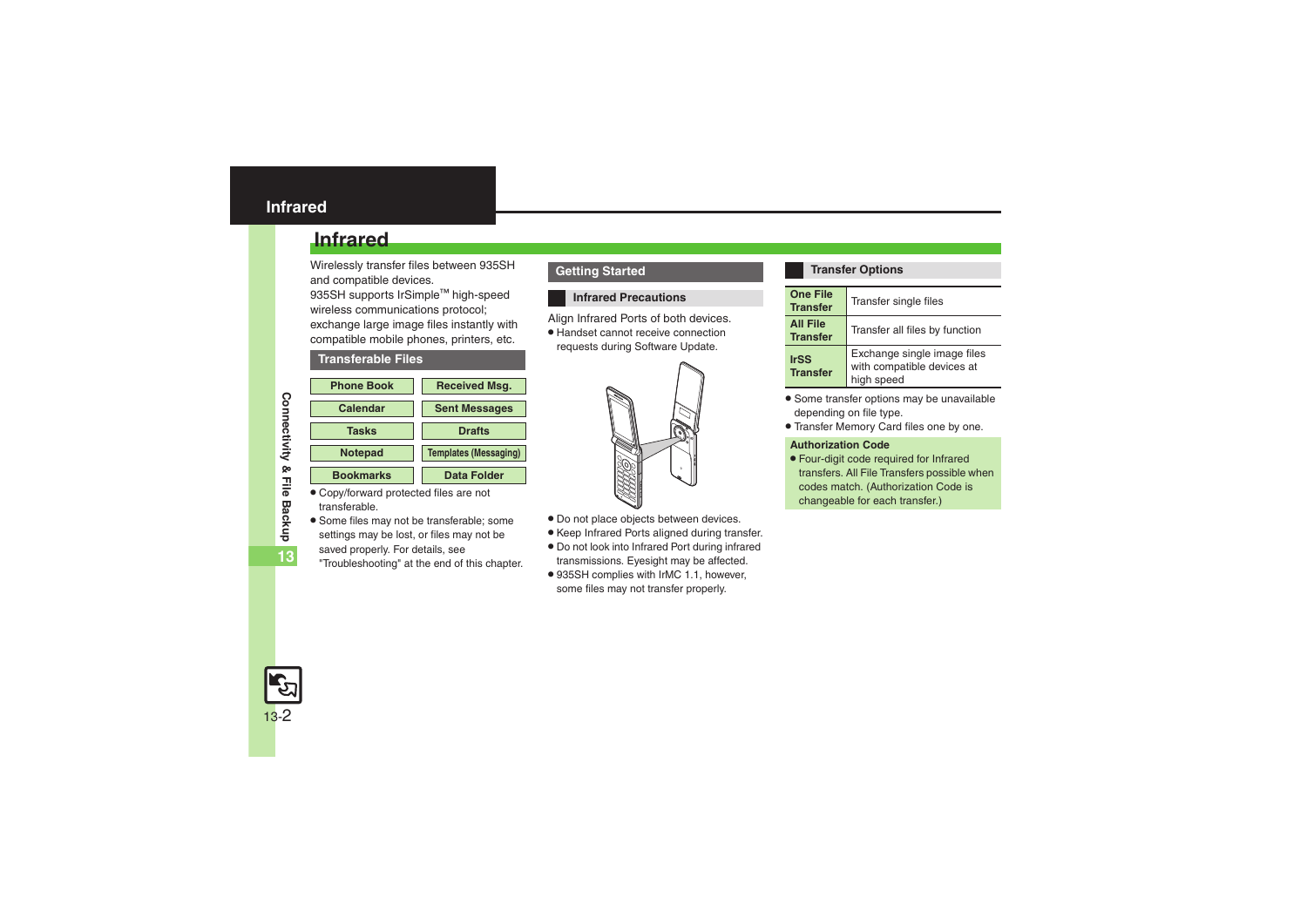# Infrared

Wirelessly transfer files between 935SH and compatible devices.

935SH supports IrSimple™ high-speed wireless communications protocol; exchange large image files instantly with compatible mobile phones, printers, etc.

## Transferable Files

| | |
|---|---|
| Phone Book | Received Msg. |
| Calendar | Sent Messages |
| Tasks | Drafts |
| Notepad | Templates (Messaging) |
| Bookmarks | Data Folder |

- Copy/forward protected files are not transferable.
- Some files may not be transferable; some settings may be lost, or files may not be saved properly. For details, see "Troubleshooting" at the end of this chapter.

## Getting Started

### Infrared Precautions

Align Infrared Ports of both devices.

- Handset cannot receive connection requests during Software Update.

- Do not place objects between devices.
- Keep Infrared Ports aligned during transfer.
- Do not look into Infrared Port during infrared transmissions. Eyesight may be affected.
- 935SH complies with IrMC 1.1, however, some files may not transfer properly.

### Transfer Options

| Option | Description |
|---|---|
| One File Transfer | Transfer single files |
| All File Transfer | Transfer all files by function |
| IrSS Transfer | Exchange single image files with compatible devices at high speed |

- Some transfer options may be unavailable depending on file type.
- Transfer Memory Card files one by one.

**Authorization Code**

- Four-digit code required for Infrared transfers. All File Transfers possible when codes match. (Authorization Code is changeable for each transfer.)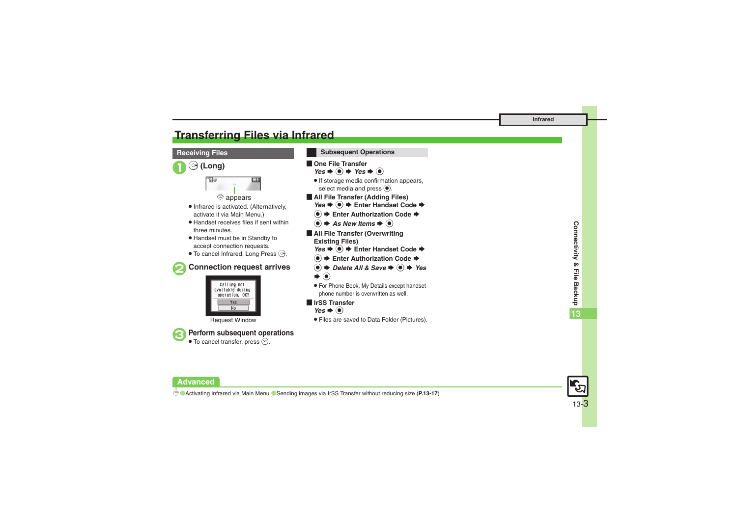# Transferring Files via Infrared

## Receiving Files

**1** ◯ (Long)

appears

- Infrared is activated. (Alternatively, activate it via Main Menu.)
- Handset receives files if sent within three minutes.
- Handset must be in Standby to accept connection requests.
- To cancel Infrared, Long Press ◯.

**2** Connection request arrives

Calling not available during operation. OK?
Yes
No

Request Window

**3** Perform subsequent operations

- To cancel transfer, press ◯.

## Subsequent Operations

### One File Transfer

*Yes* ➡ ◉ ➡ *Yes* ➡ ◉

- If storage media confirmation appears, select media and press ◉.

### All File Transfer (Adding Files)

*Yes* ➡ ◉ ➡ Enter Handset Code ➡ ◉ ➡ Enter Authorization Code ➡ ◉ ➡ *As New Items* ➡ ◉

### All File Transfer (Overwriting Existing Files)

*Yes* ➡ ◉ ➡ Enter Handset Code ➡ ◉ ➡ Enter Authorization Code ➡ ◉ ➡ *Delete All & Save* ➡ ◉ ➡ *Yes* ➡ ◉

- For Phone Book, My Details except handset phone number is overwritten as well.

### IrSS Transfer

*Yes* ➡ ◉

- Files are saved to Data Folder (Pictures).

## Advanced

Activating Infrared via Main Menu · Sending images via IrSS Transfer without reducing size (**P.13-17**)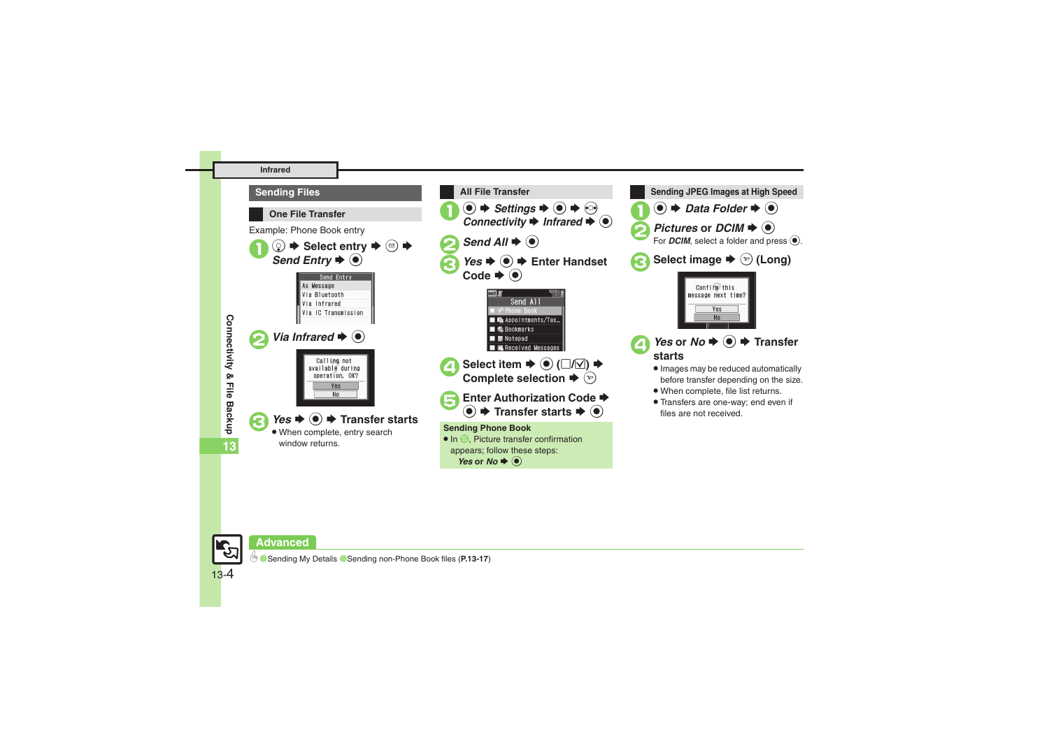Infrared

## Sending Files

### One File Transfer

Example: Phone Book entry

1. ◉ ➡ Select entry ➡ ✉ ➡ *Send Entry* ➡ ◉

Send Entry
As Message
Via Bluetooth
Via Infrared
Via IC Transmission

2. *Via Infrared* ➡ ◉

Calling not available during operation. OK?
Yes
No

3. *Yes* ➡ ◉ ➡ Transfer starts
   - When complete, entry search window returns.

### All File Transfer

1. ◉ ➡ *Settings* ➡ ◉ ➡ ◉ *Connectivity* ➡ *Infrared* ➡ ◉
2. *Send All* ➡ ◉
3. *Yes* ➡ ◉ ➡ Enter Handset Code ➡ ◉

Send All
Phone Book
Appointments/Tas…
Bookmarks
Notepad
Received Messages

4. Select item ➡ ◉ (☐/☑) ➡ Complete selection ➡ ◉
5. Enter Authorization Code ➡ ◉ ➡ Transfer starts ➡ ◉

**Sending Phone Book**
- In 5, Picture transfer confirmation appears; follow these steps: *Yes* or *No* ➡ ◉

### Sending JPEG Images at High Speed

1. ◉ ➡ *Data Folder* ➡ ◉
2. *Pictures* or *DCIM* ➡ ◉
   For *DCIM*, select a folder and press ◉.
3. Select image ➡ ◉ (Long)

Confirm this message next time?
Yes
No

4. *Yes* or *No* ➡ ◉ ➡ Transfer starts
   - Images may be reduced automatically before transfer depending on the size.
   - When complete, file list returns.
   - Transfers are one-way; end even if files are not received.

Connectivity & File Backup 13

**Advanced**

Sending My Details Sending non-Phone Book files (**P.13-17**)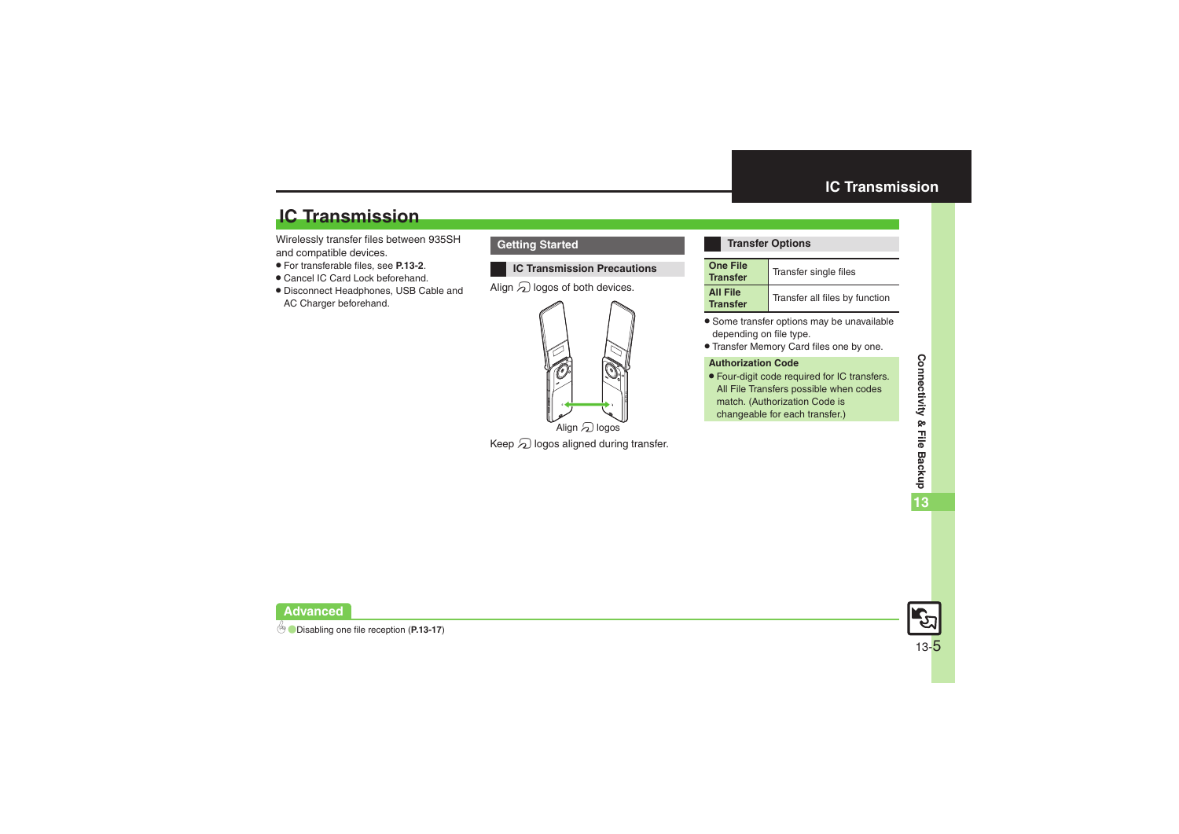# IC Transmission

Wirelessly transfer files between 935SH and compatible devices.

- For transferable files, see **P.13-2**.
- Cancel IC Card Lock beforehand.
- Disconnect Headphones, USB Cable and AC Charger beforehand.

## Getting Started

### IC Transmission Precautions

Align logos of both devices.

Align logos

Keep logos aligned during transfer.

### Transfer Options

| | |
|---|---|
| **One File Transfer** | Transfer single files |
| **All File Transfer** | Transfer all files by function |

- Some transfer options may be unavailable depending on file type.
- Transfer Memory Card files one by one.

**Authorization Code**

- Four-digit code required for IC transfers. All File Transfers possible when codes match. (Authorization Code is changeable for each transfer.)

**Advanced**

Disabling one file reception (**P.13-17**)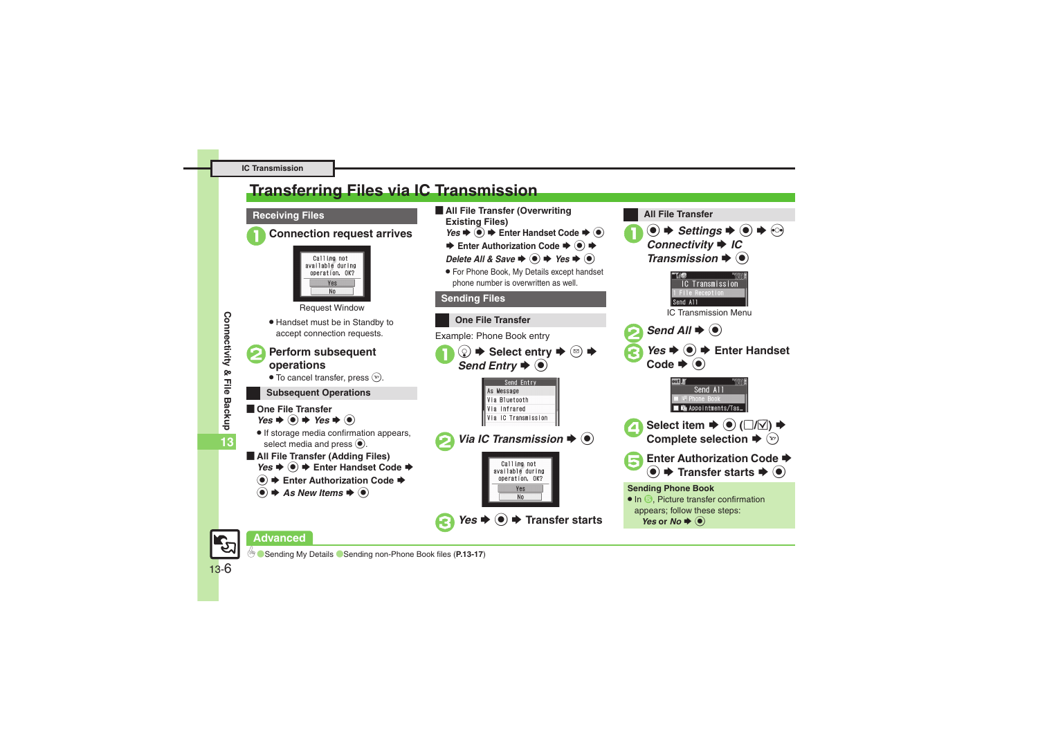IC Transmission

# Transferring Files via IC Transmission

## Receiving Files

**1** **Connection request arrives**

Calling not available during operation. OK?
Yes
No

Request Window

- Handset must be in Standby to accept connection requests.

**2** **Perform subsequent operations**

- To cancel transfer, press ⓨ.

### Subsequent Operations

■ **One File Transfer**
*Yes* ➡ ● ➡ *Yes* ➡ ●

- If storage media confirmation appears, select media and press ●.

■ **All File Transfer (Adding Files)**
*Yes* ➡ ● ➡ **Enter Handset Code** ➡ ● ➡ **Enter Authorization Code** ➡ ● ➡ *As New Items* ➡ ●

■ **All File Transfer (Overwriting Existing Files)**
*Yes* ➡ ● ➡ **Enter Handset Code** ➡ ● ➡ **Enter Authorization Code** ➡ ● ➡ *Delete All & Save* ➡ ● ➡ *Yes* ➡ ●

- For Phone Book, My Details except handset phone number is overwritten as well.

## Sending Files

### One File Transfer

Example: Phone Book entry

**1** ⓠ ➡ **Select entry** ➡ ⓜ ➡ *Send Entry* ➡ ●

Send Entry
As Message
Via Bluetooth
Via Infrared
Via IC Transmission

**2** *Via IC Transmission* ➡ ●

Calling not available during operation. OK?
Yes
No

**3** *Yes* ➡ ● ➡ **Transfer starts**

### All File Transfer

**1** ● ➡ *Settings* ➡ ● ➡ ⓢ *Connectivity* ➡ *IC Transmission* ➡ ●

IC Transmission
1 File Reception
Send All

IC Transmission Menu

**2** *Send All* ➡ ●

**3** *Yes* ➡ ● ➡ **Enter Handset Code** ➡ ●

Send All
Phone Book
Appointments/Tas…

**4** **Select item** ➡ ● (□/☑) ➡ **Complete selection** ➡ ⓨ

**5** **Enter Authorization Code** ➡ ● ➡ **Transfer starts** ➡ ●

**Sending Phone Book**
- In 5, Picture transfer confirmation appears; follow these steps: *Yes* or *No* ➡ ●

**Advanced**

Sending My Details · Sending non-Phone Book files (**P.13-17**)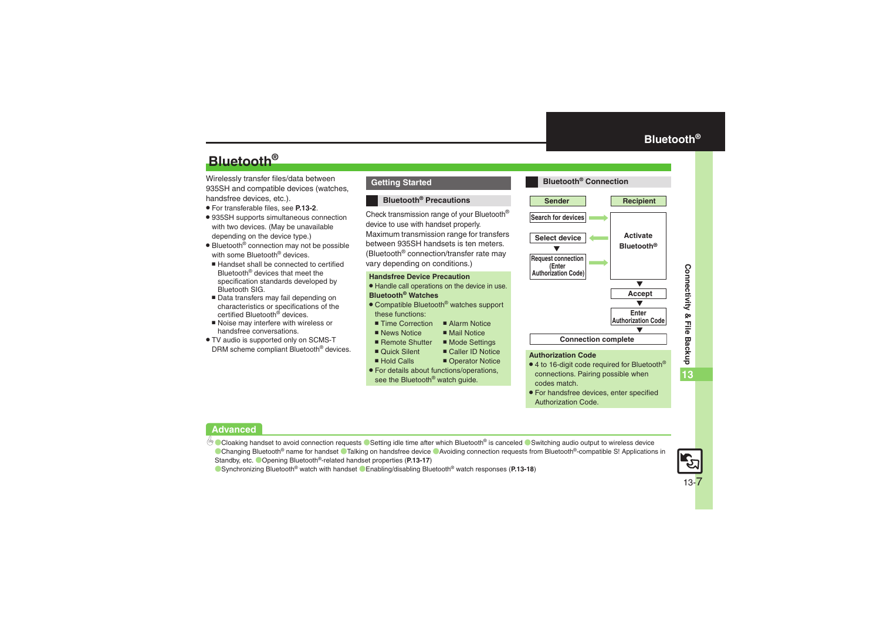# Bluetooth®

Wirelessly transfer files/data between 935SH and compatible devices (watches, handsfree devices, etc.).

- For transferable files, see **P.13-2**.
- 935SH supports simultaneous connection with two devices. (May be unavailable depending on the device type.)
- Bluetooth® connection may not be possible with some Bluetooth® devices.
  - Handset shall be connected to certified Bluetooth® devices that meet the specification standards developed by Bluetooth SIG.
  - Data transfers may fail depending on characteristics or specifications of the certified Bluetooth® devices.
  - Noise may interfere with wireless or handsfree conversations.
- TV audio is supported only on SCMS-T DRM scheme compliant Bluetooth® devices.

## Getting Started

### Bluetooth® Precautions

Check transmission range of your Bluetooth® device to use with handset properly. Maximum transmission range for transfers between 935SH handsets is ten meters. (Bluetooth® connection/transfer rate may vary depending on conditions.)

**Handsfree Device Precaution**

- Handle call operations on the device in use.

**Bluetooth® Watches**

- Compatible Bluetooth® watches support these functions:
  - Time Correction
  - Alarm Notice
  - News Notice
  - Mail Notice
  - Remote Shutter
  - Mode Settings
  - Quick Silent
  - Caller ID Notice
  - Hold Calls
  - Operator Notice
- For details about functions/operations, see the Bluetooth® watch guide.

### Bluetooth® Connection

| Sender | | Recipient |
|---|---|---|
| Search for devices | → | Activate Bluetooth® |
| Select device | ← | |
| ▼ | | |
| Request connection (Enter Authorization Code) | → | |
| | | ▼ |
| | | Accept |
| | | ▼ |
| | | Enter Authorization Code |
| | | ▼ |
| Connection complete | | |

**Authorization Code**

- 4 to 16-digit code required for Bluetooth® connections. Pairing possible when codes match.
- For handsfree devices, enter specified Authorization Code.

## Advanced

- Cloaking handset to avoid connection requests
- Setting idle time after which Bluetooth® is canceled
- Switching audio output to wireless device
- Changing Bluetooth® name for handset
- Talking on handsfree device
- Avoiding connection requests from Bluetooth®-compatible S! Applications in Standby, etc.
- Opening Bluetooth®-related handset properties (**P.13-17**)
- Synchronizing Bluetooth® watch with handset
- Enabling/disabling Bluetooth® watch responses (**P.13-18**)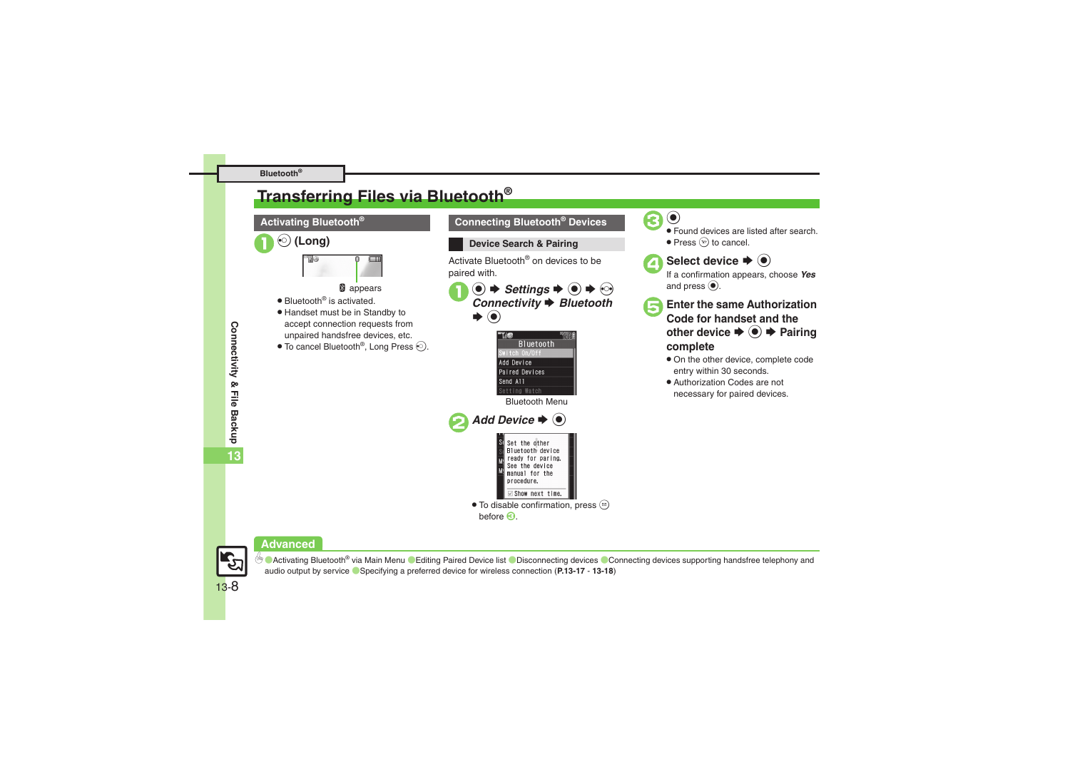# Transferring Files via Bluetooth®

## Activating Bluetooth®

**1** (Long)

appears

- Bluetooth® is activated.
- Handset must be in Standby to accept connection requests from unpaired handsfree devices, etc.
- To cancel Bluetooth®, Long Press .

## Connecting Bluetooth® Devices

### Device Search & Pairing

Activate Bluetooth® on devices to be paired with.

**1** ● ➡ *Settings* ➡ ● ➡ *Connectivity* ➡ *Bluetooth* ➡ ●

Bluetooth Menu

**2** *Add Device* ➡ ●

- To disable confirmation, press before **3**.

**3** ●

- Found devices are listed after search.
- Press to cancel.

**4** **Select device ➡ ●**

If a confirmation appears, choose *Yes* and press ●.

**5** **Enter the same Authorization Code for handset and the other device ➡ ● ➡ Pairing complete**

- On the other device, complete code entry within 30 seconds.
- Authorization Codes are not necessary for paired devices.

## Advanced

Activating Bluetooth® via Main Menu · Editing Paired Device list · Disconnecting devices · Connecting devices supporting handsfree telephony and audio output by service · Specifying a preferred device for wireless connection (**P.13-17** - **13-18**)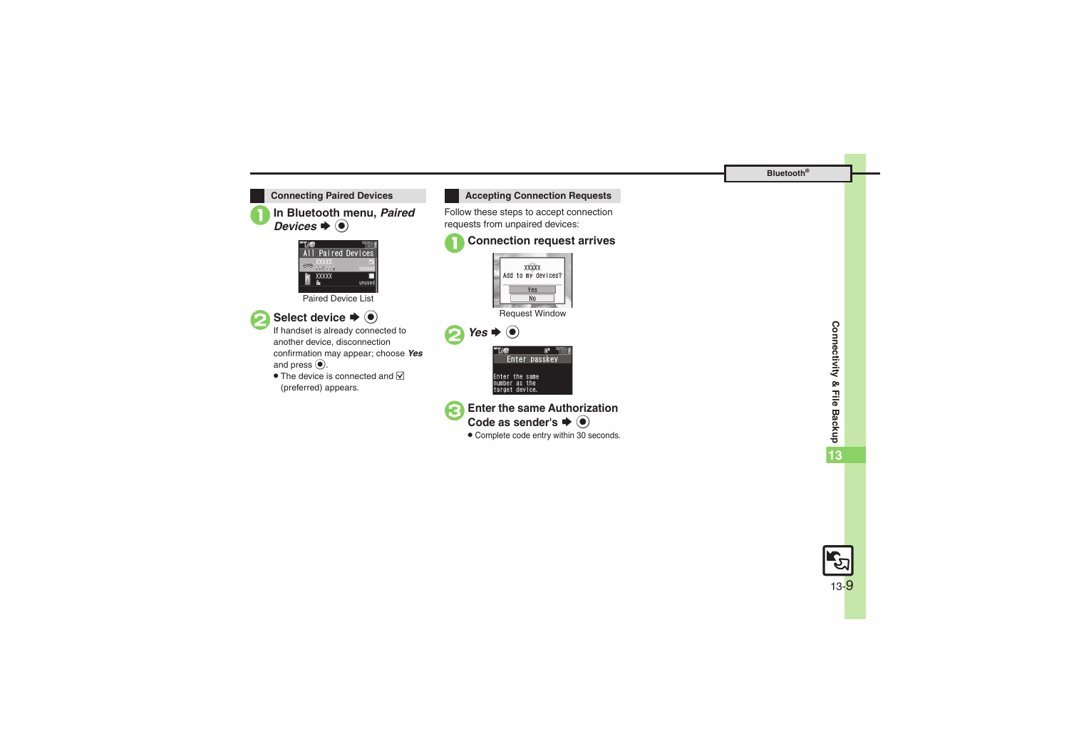## Connecting Paired Devices

**1** In Bluetooth menu, ***Paired Devices*** ➡ ●

Paired Device List

**2** Select device ➡ ●

If handset is already connected to another device, disconnection confirmation may appear; choose ***Yes*** and press ●.

- The device is connected and ☑ (preferred) appears.

## Accepting Connection Requests

Follow these steps to accept connection requests from unpaired devices:

**1** Connection request arrives

Request Window

**2** ***Yes*** ➡ ●

**3** Enter the same Authorization Code as sender's ➡ ●

- Complete code entry within 30 seconds.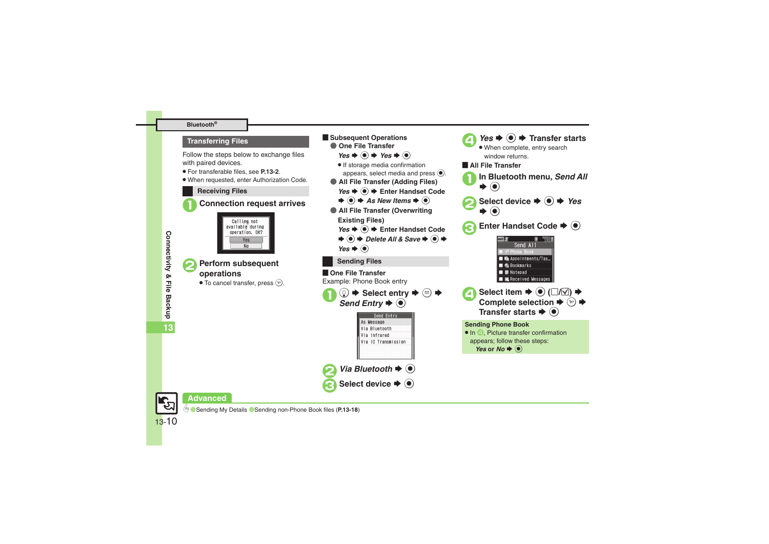## Transferring Files

Follow the steps below to exchange files with paired devices.

- For transferable files, see **P.13-2**.
- When requested, enter Authorization Code.

### Receiving Files

**1** **Connection request arrives**

Calling not available during operation. OK?
Yes
No

**2** **Perform subsequent operations**

- To cancel transfer, press ⓨ.

**■ Subsequent Operations**

● **One File Transfer**

*Yes* ➡ ● ➡ *Yes* ➡ ●

- If storage media confirmation appears, select media and press ●.

● **All File Transfer (Adding Files)**

*Yes* ➡ ● ➡ Enter Handset Code ➡ ● ➡ *As New Items* ➡ ●

● **All File Transfer (Overwriting Existing Files)**

*Yes* ➡ ● ➡ Enter Handset Code ➡ ● ➡ *Delete All & Save* ➡ ● ➡ *Yes* ➡ ●

### Sending Files

**■ One File Transfer**

Example: Phone Book entry

**1** ⓘ ➡ **Select entry** ➡ ✉ ➡ ***Send Entry*** ➡ ●

Send Entry
As Message
Via Bluetooth
Via Infrared
Via IC Transmission

**2** ***Via Bluetooth*** ➡ ●

**3** **Select device** ➡ ●

**4** ***Yes*** ➡ ● ➡ **Transfer starts**

- When complete, entry search window returns.

**■ All File Transfer**

**1** **In Bluetooth menu, *Send All*** ➡ ●

**2** **Select device** ➡ ● ➡ ***Yes*** ➡ ●

**3** **Enter Handset Code** ➡ ●

Send All
Phone Book
Appointments/Tas…
Bookmarks
Notepad
Received Messages

**4** **Select item** ➡ ● (☐/☑) ➡ **Complete selection** ➡ ⓨ ➡ **Transfer starts** ➡ ●

**Sending Phone Book**

- In **4**, Picture transfer confirmation appears; follow these steps:
  *Yes* or *No* ➡ ●

**Advanced**

●Sending My Details ●Sending non-Phone Book files (**P.13-18**)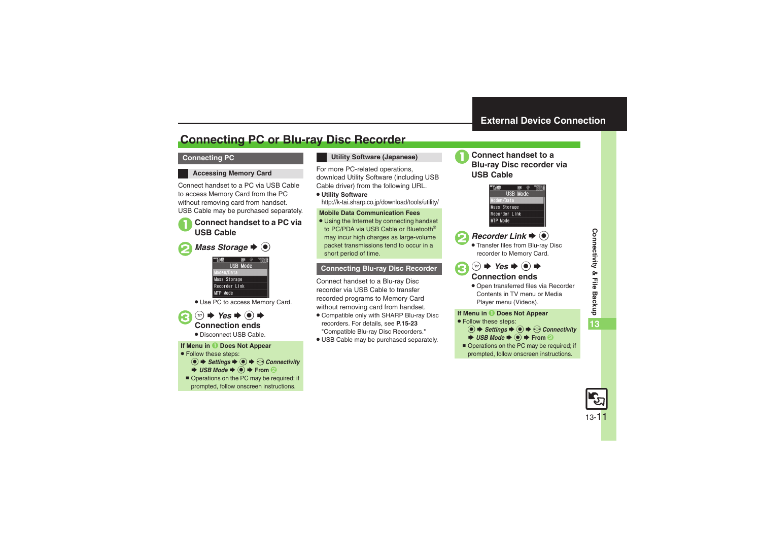## External Device Connection

# Connecting PC or Blu-ray Disc Recorder

## Connecting PC

### Accessing Memory Card

Connect handset to a PC via USB Cable to access Memory Card from the PC without removing card from handset.
USB Cable may be purchased separately.

**1** **Connect handset to a PC via USB Cable**

**2** ***Mass Storage*** ➡ ◉

USB Mode
Modem/Data
Mass Storage
Recorder Link
MTP Mode

- Use PC to access Memory Card.

**3** ➡ ***Yes*** ➡ ◉ ➡ **Connection ends**

- Disconnect USB Cable.

**If Menu in 1 Does Not Appear**

- Follow these steps:
  ◉ ➡ ***Settings*** ➡ ◉ ➡ ***Connectivity*** ➡ ***USB Mode*** ➡ ◉ ➡ From 2
  - Operations on the PC may be required; if prompted, follow onscreen instructions.

### Utility Software (Japanese)

For more PC-related operations, download Utility Software (including USB Cable driver) from the following URL.

- **Utility Software**
  http://k-tai.sharp.co.jp/download/tools/utility/

**Mobile Data Communication Fees**

- Using the Internet by connecting handset to PC/PDA via USB Cable or Bluetooth® may incur high charges as large-volume packet transmissions tend to occur in a short period of time.

## Connecting Blu-ray Disc Recorder

Connect handset to a Blu-ray Disc recorder via USB Cable to transfer recorded programs to Memory Card without removing card from handset.

- Compatible only with SHARP Blu-ray Disc recorders. For details, see **P.15-23** "Compatible Blu-ray Disc Recorders."
- USB Cable may be purchased separately.

**1** **Connect handset to a Blu-ray Disc recorder via USB Cable**

USB Mode
Modem/Data
Mass Storage
Recorder Link
MTP Mode

**2** ***Recorder Link*** ➡ ◉

- Transfer files from Blu-ray Disc recorder to Memory Card.

**3** ➡ ***Yes*** ➡ ◉ ➡ **Connection ends**

- Open transferred files via Recorder Contents in TV menu or Media Player menu (Videos).

**If Menu in 1 Does Not Appear**

- Follow these steps:
  ◉ ➡ ***Settings*** ➡ ◉ ➡ ***Connectivity*** ➡ ***USB Mode*** ➡ ◉ ➡ From 2
  - Operations on the PC may be required; if prompted, follow onscreen instructions.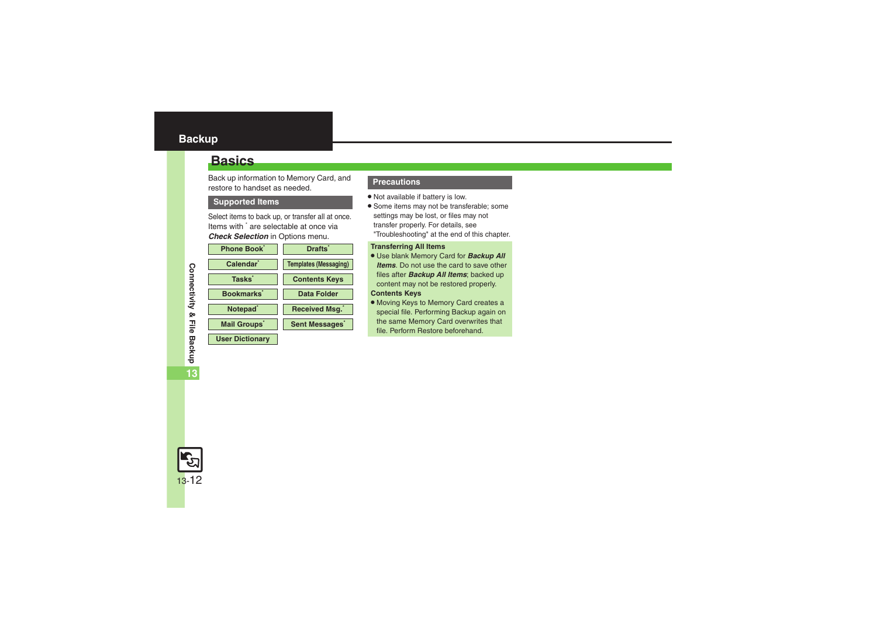# Backup

## Basics

Back up information to Memory Card, and restore to handset as needed.

### Supported Items

Select items to back up, or transfer all at once. Items with * are selectable at once via ***Check Selection*** in Options menu.

| | |
|---|---|
| Phone Book* | Drafts* |
| Calendar* | Templates (Messaging) |
| Tasks* | Contents Keys |
| Bookmarks* | Data Folder |
| Notepad* | Received Msg.* |
| Mail Groups* | Sent Messages* |
| User Dictionary | |

### Precautions

- Not available if battery is low.
- Some items may not be transferable; some settings may be lost, or files may not transfer properly. For details, see "Troubleshooting" at the end of this chapter.

**Transferring All Items**

- Use blank Memory Card for ***Backup All Items***. Do not use the card to save other files after ***Backup All Items***; backed up content may not be restored properly.

**Contents Keys**

- Moving Keys to Memory Card creates a special file. Performing Backup again on the same Memory Card overwrites that file. Perform Restore beforehand.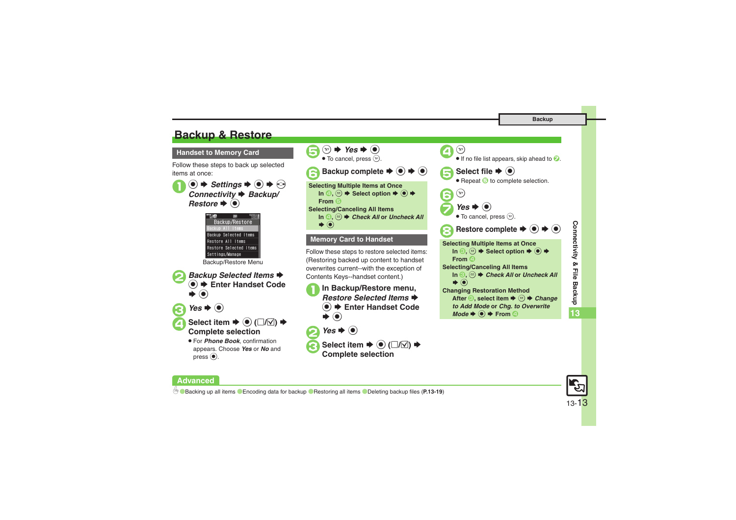# Backup & Restore

## Handset to Memory Card

Follow these steps to back up selected items at once:

1. ● ➡ *Settings* ➡ ● ➡ ◎ *Connectivity* ➡ *Backup/ Restore* ➡ ●

Backup/Restore Menu

2. *Backup Selected Items* ➡ ● ➡ Enter Handset Code ➡ ●
3. *Yes* ➡ ●
4. Select item ➡ ● (☐/☑) ➡ Complete selection
   - For *Phone Book*, confirmation appears. Choose *Yes* or *No* and press ●.
5. ㊀ ➡ *Yes* ➡ ●
   - To cancel, press ㊀.
6. Backup complete ➡ ● ➡ ●

**Selecting Multiple Items at Once**
In 4, ✉ ➡ Select option ➡ ● ➡ From 5

**Selecting/Canceling All Items**
In 4, ✉ ➡ *Check All* or *Uncheck All* ➡ ●

## Memory Card to Handset

Follow these steps to restore selected items:
(Restoring backed up content to handset overwrites current--with the exception of Contents Keys--handset content.)

1. In Backup/Restore menu, *Restore Selected Items* ➡ ● ➡ Enter Handset Code ➡ ●
2. *Yes* ➡ ●
3. Select item ➡ ● (☐/☑) ➡ Complete selection
4. ㊀
   - If no file list appears, skip ahead to 7.
5. Select file ➡ ●
   - Repeat 5 to complete selection.
6. ㊀
7. *Yes* ➡ ●
   - To cancel, press ㊀.
8. Restore complete ➡ ● ➡ ●

**Selecting Multiple Items at Once**
In 3, ✉ ➡ Select option ➡ ● ➡ From 4

**Selecting/Canceling All Items**
In 3, ✉ ➡ *Check All* or *Uncheck All* ➡ ●

**Changing Restoration Method**
After 3, select item ➡ ✉ ➡ *Change to Add Mode* or *Chg. to Overwrite Mode* ➡ ● ➡ From 4

**Advanced**

Backing up all items ● Encoding data for backup ● Restoring all items ● Deleting backup files (**P.13-19**)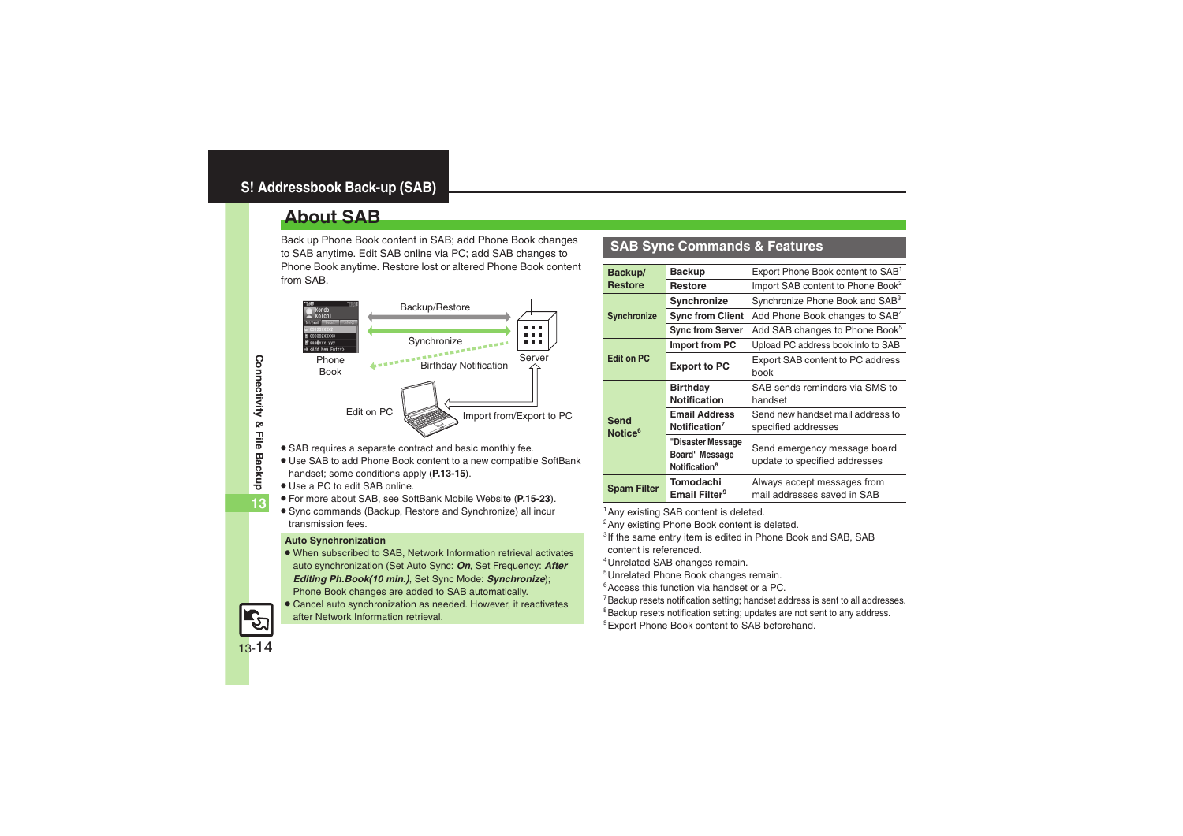# S! Addressbook Back-up (SAB)

## About SAB

Back up Phone Book content in SAB; add Phone Book changes to SAB anytime. Edit SAB online via PC; add SAB changes to Phone Book anytime. Restore lost or altered Phone Book content from SAB.

Backup/Restore
Synchronize
Birthday Notification
Phone Book
Server
Edit on PC
Import from/Export to PC

- SAB requires a separate contract and basic monthly fee.
- Use SAB to add Phone Book content to a new compatible SoftBank handset; some conditions apply (**P.13-15**).
- Use a PC to edit SAB online.
- For more about SAB, see SoftBank Mobile Website (**P.15-23**).
- Sync commands (Backup, Restore and Synchronize) all incur transmission fees.

**Auto Synchronization**

- When subscribed to SAB, Network Information retrieval activates auto synchronization (Set Auto Sync: ***On***, Set Frequency: ***After Editing Ph.Book(10 min.)***, Set Sync Mode: ***Synchronize***); Phone Book changes are added to SAB automatically.
- Cancel auto synchronization as needed. However, it reactivates after Network Information retrieval.

## SAB Sync Commands & Features

| | | |
|---|---|---|
| **Backup/ Restore** | **Backup** | Export Phone Book content to SAB[1] |
| | **Restore** | Import SAB content to Phone Book[2] |
| **Synchronize** | **Synchronize** | Synchronize Phone Book and SAB[3] |
| | **Sync from Client** | Add Phone Book changes to SAB[4] |
| | **Sync from Server** | Add SAB changes to Phone Book[5] |
| **Edit on PC** | **Import from PC** | Upload PC address book info to SAB |
| | **Export to PC** | Export SAB content to PC address book |
| **Send Notice[6]** | **Birthday Notification** | SAB sends reminders via SMS to handset |
| | **Email Address Notification[7]** | Send new handset mail address to specified addresses |
| | **"Disaster Message Board" Message Notification[8]** | Send emergency message board update to specified addresses |
| **Spam Filter** | **Tomodachi Email Filter[9]** | Always accept messages from mail addresses saved in SAB |

[1] Any existing SAB content is deleted.
[2] Any existing Phone Book content is deleted.
[3] If the same entry item is edited in Phone Book and SAB, SAB content is referenced.
[4] Unrelated SAB changes remain.
[5] Unrelated Phone Book changes remain.
[6] Access this function via handset or a PC.
[7] Backup resets notification setting; handset address is sent to all addresses.
[8] Backup resets notification setting; updates are not sent to any address.
[9] Export Phone Book content to SAB beforehand.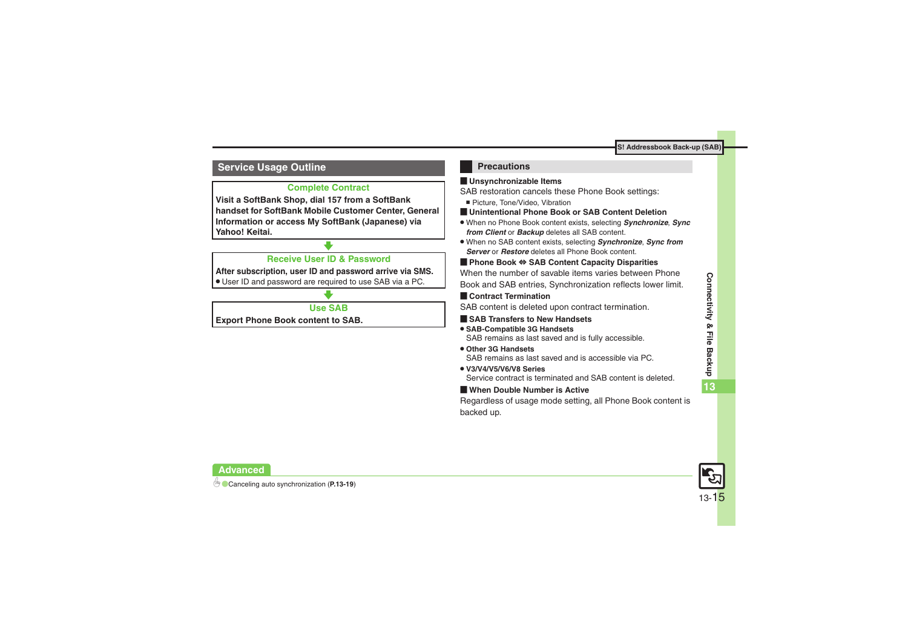## Service Usage Outline

**Complete Contract**

**Visit a SoftBank Shop, dial 157 from a SoftBank handset for SoftBank Mobile Customer Center, General Information or access My SoftBank (Japanese) via Yahoo! Keitai.**

**Receive User ID & Password**

**After subscription, user ID and password arrive via SMS.**

- User ID and password are required to use SAB via a PC.

**Use SAB**

**Export Phone Book content to SAB.**

## Precautions

### Unsynchronizable Items

SAB restoration cancels these Phone Book settings:

- Picture, Tone/Video, Vibration

### Unintentional Phone Book or SAB Content Deletion

- When no Phone Book content exists, selecting ***Synchronize***, ***Sync from Client*** or ***Backup*** deletes all SAB content.
- When no SAB content exists, selecting ***Synchronize***, ***Sync from Server*** or ***Restore*** deletes all Phone Book content.

### Phone Book ⇔ SAB Content Capacity Disparities

When the number of savable items varies between Phone Book and SAB entries, Synchronization reflects lower limit.

### Contract Termination

SAB content is deleted upon contract termination.

### SAB Transfers to New Handsets

- **SAB-Compatible 3G Handsets**
  SAB remains as last saved and is fully accessible.
- **Other 3G Handsets**
  SAB remains as last saved and is accessible via PC.
- **V3/V4/V5/V6/V8 Series**
  Service contract is terminated and SAB content is deleted.

### When Double Number is Active

Regardless of usage mode setting, all Phone Book content is backed up.

**Advanced**

Canceling auto synchronization (**P.13-19**)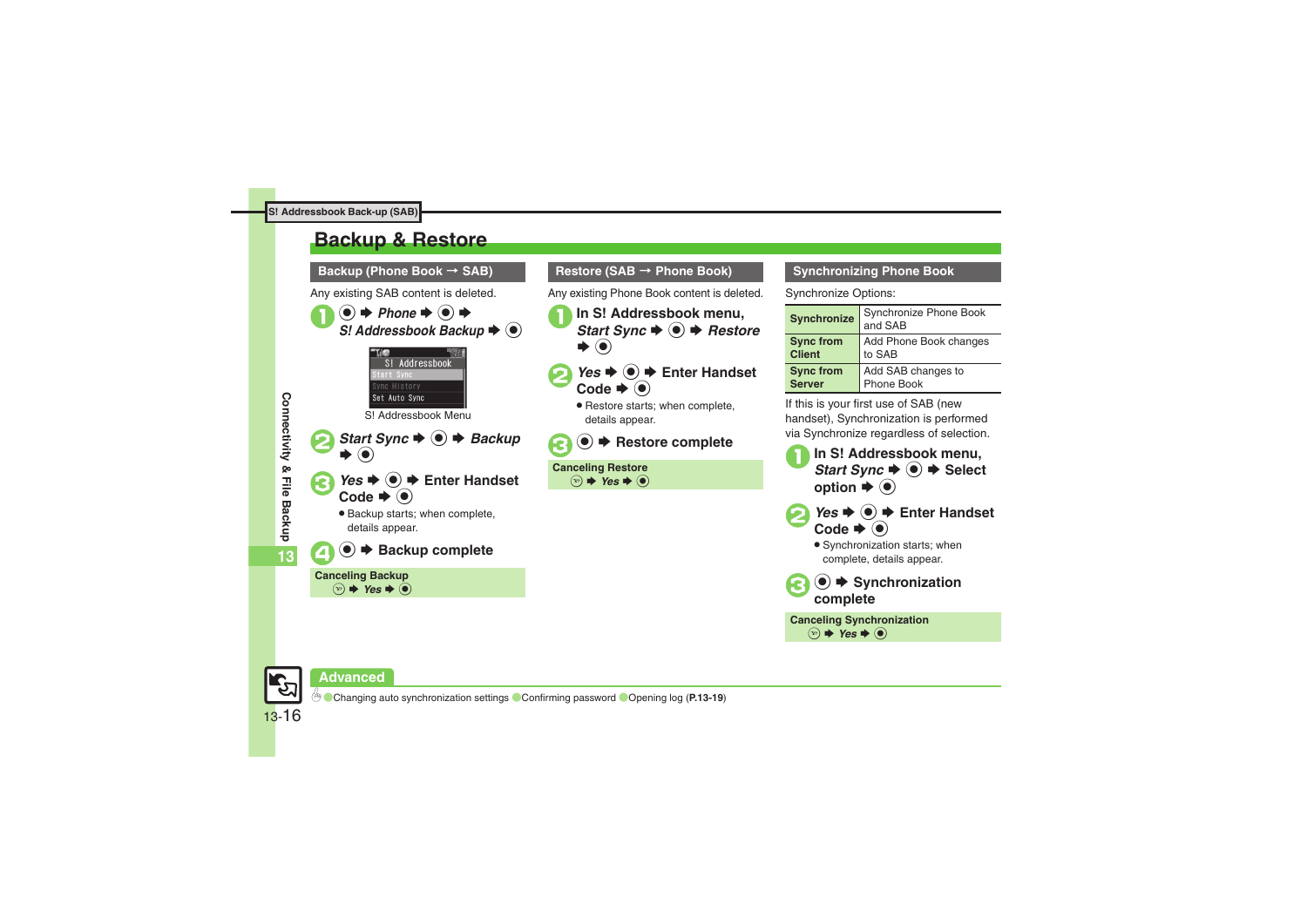# Backup & Restore

## Backup (Phone Book → SAB)

Any existing SAB content is deleted.

1. ● ➡ *Phone* ➡ ● ➡ *S! Addressbook Backup* ➡ ●

   S! Addressbook Menu

2. *Start Sync* ➡ ● ➡ *Backup* ➡ ●
3. *Yes* ➡ ● ➡ **Enter Handset Code** ➡ ●
   - Backup starts; when complete, details appear.
4. ● ➡ **Backup complete**

**Canceling Backup**
➡ *Yes* ➡ ●

## Restore (SAB → Phone Book)

Any existing Phone Book content is deleted.

1. **In S! Addressbook menu,** *Start Sync* ➡ ● ➡ *Restore* ➡ ●
2. *Yes* ➡ ● ➡ **Enter Handset Code** ➡ ●
   - Restore starts; when complete, details appear.
3. ● ➡ **Restore complete**

**Canceling Restore**
➡ *Yes* ➡ ●

## Synchronizing Phone Book

Synchronize Options:

| | |
|---|---|
| **Synchronize** | Synchronize Phone Book and SAB |
| **Sync from Client** | Add Phone Book changes to SAB |
| **Sync from Server** | Add SAB changes to Phone Book |

If this is your first use of SAB (new handset), Synchronization is performed via Synchronize regardless of selection.

1. **In S! Addressbook menu,** *Start Sync* ➡ ● ➡ **Select option** ➡ ●
2. *Yes* ➡ ● ➡ **Enter Handset Code** ➡ ●
   - Synchronization starts; when complete, details appear.
3. ● ➡ **Synchronization complete**

**Canceling Synchronization**
➡ *Yes* ➡ ●

**Advanced**

Changing auto synchronization settings ● Confirming password ● Opening log (**P.13-19**)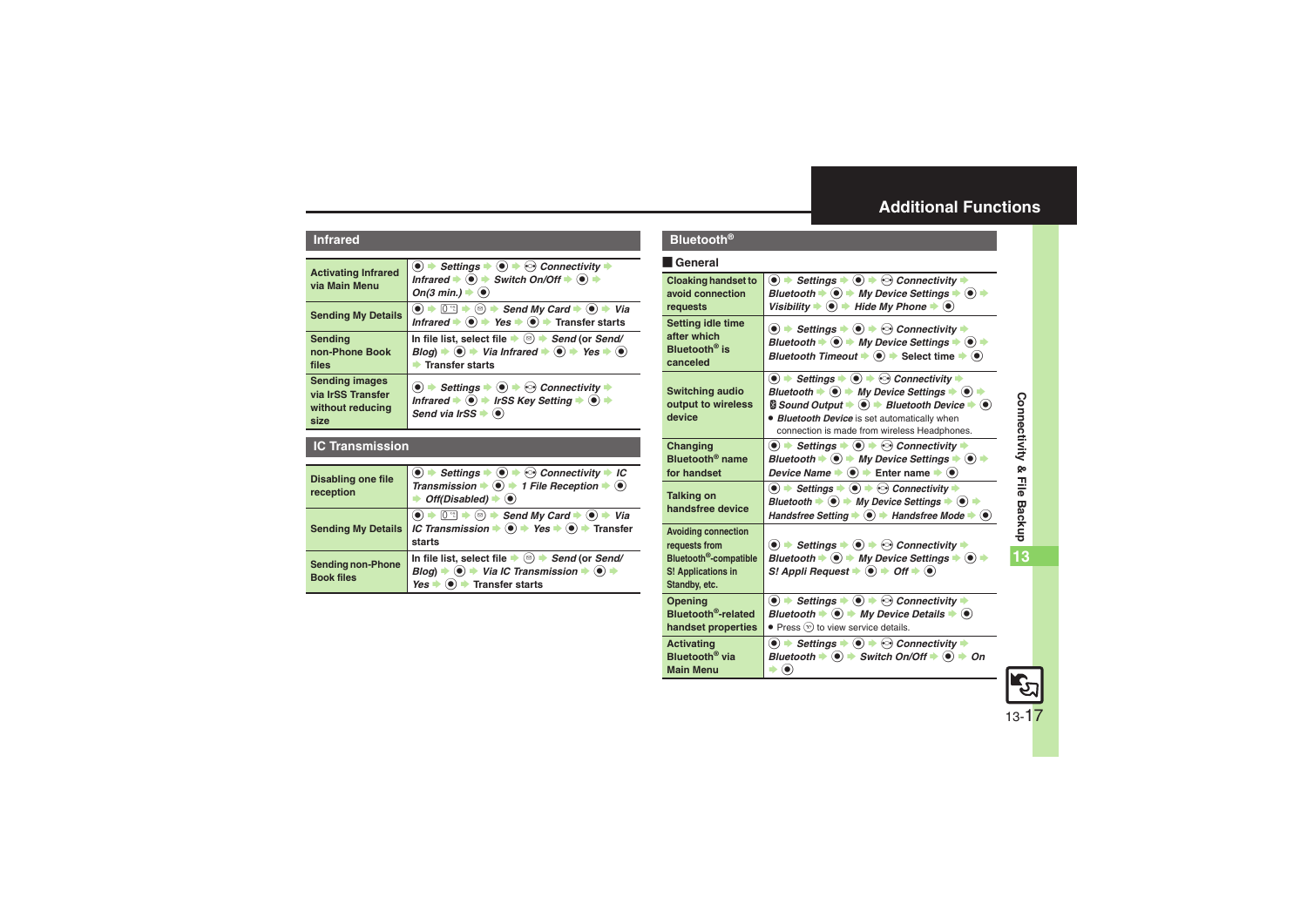## Additional Functions

### Infrared

| | |
|---|---|
| **Activating Infrared via Main Menu** | ● ➡ *Settings* ➡ ● ➡ *Connectivity* ➡ *Infrared* ➡ ● ➡ *Switch On/Off* ➡ ● ➡ *On(3 min.)* ➡ ● |
| **Sending My Details** | ● ➡ 0 ➡ ✉ ➡ *Send My Card* ➡ ● ➡ *Via Infrared* ➡ ● ➡ *Yes* ➡ ● ➡ Transfer starts |
| **Sending non-Phone Book files** | In file list, select file ➡ ✉ ➡ *Send* (or *Send/ Blog*) ➡ ● ➡ *Via Infrared* ➡ ● ➡ *Yes* ➡ ● ➡ Transfer starts |
| **Sending images via IrSS Transfer without reducing size** | ● ➡ *Settings* ➡ ● ➡ *Connectivity* ➡ *Infrared* ➡ ● ➡ *IrSS Key Setting* ➡ ● ➡ *Send via IrSS* ➡ ● |

### IC Transmission

| | |
|---|---|
| **Disabling one file reception** | ● ➡ *Settings* ➡ ● ➡ *Connectivity* ➡ *IC Transmission* ➡ ● ➡ *1 File Reception* ➡ ● ➡ *Off(Disabled)* ➡ ● |
| **Sending My Details** | ● ➡ 0 ➡ ✉ ➡ *Send My Card* ➡ ● ➡ *Via IC Transmission* ➡ ● ➡ *Yes* ➡ ● ➡ Transfer starts |
| **Sending non-Phone Book files** | In file list, select file ➡ ✉ ➡ *Send* (or *Send/ Blog*) ➡ ● ➡ *Via IC Transmission* ➡ ● ➡ *Yes* ➡ ● ➡ Transfer starts |

### Bluetooth®

#### General

| | |
|---|---|
| **Cloaking handset to avoid connection requests** | ● ➡ *Settings* ➡ ● ➡ *Connectivity* ➡ *Bluetooth* ➡ ● ➡ *My Device Settings* ➡ ● ➡ *Visibility* ➡ ● ➡ *Hide My Phone* ➡ ● |
| **Setting idle time after which Bluetooth® is canceled** | ● ➡ *Settings* ➡ ● ➡ *Connectivity* ➡ *Bluetooth* ➡ ● ➡ *My Device Settings* ➡ ● ➡ *Bluetooth Timeout* ➡ ● ➡ Select time ➡ ● |
| **Switching audio output to wireless device** | ● ➡ *Settings* ➡ ● ➡ *Connectivity* ➡ *Bluetooth* ➡ ● ➡ *My Device Settings* ➡ ● ➡ *Sound Output* ➡ ● ➡ *Bluetooth Device* ➡ ● <br>• *Bluetooth Device* is set automatically when connection is made from wireless Headphones. |
| **Changing Bluetooth® name for handset** | ● ➡ *Settings* ➡ ● ➡ *Connectivity* ➡ *Bluetooth* ➡ ● ➡ *My Device Settings* ➡ ● ➡ *Device Name* ➡ ● ➡ Enter name ➡ ● |
| **Talking on handsfree device** | ● ➡ *Settings* ➡ ● ➡ *Connectivity* ➡ *Bluetooth* ➡ ● ➡ *My Device Settings* ➡ ● ➡ *Handsfree Setting* ➡ ● ➡ *Handsfree Mode* ➡ ● |
| **Avoiding connection requests from Bluetooth®-compatible S! Applications in Standby, etc.** | ● ➡ *Settings* ➡ ● ➡ *Connectivity* ➡ *Bluetooth* ➡ ● ➡ *My Device Settings* ➡ ● ➡ *S! Appli Request* ➡ ● ➡ *Off* ➡ ● |
| **Opening Bluetooth®-related handset properties** | ● ➡ *Settings* ➡ ● ➡ *Connectivity* ➡ *Bluetooth* ➡ ● ➡ *My Device Details* ➡ ● <br>• Press ⓨ to view service details. |
| **Activating Bluetooth® via Main Menu** | ● ➡ *Settings* ➡ ● ➡ *Connectivity* ➡ *Bluetooth* ➡ ● ➡ *Switch On/Off* ➡ ● ➡ *On* ➡ ● |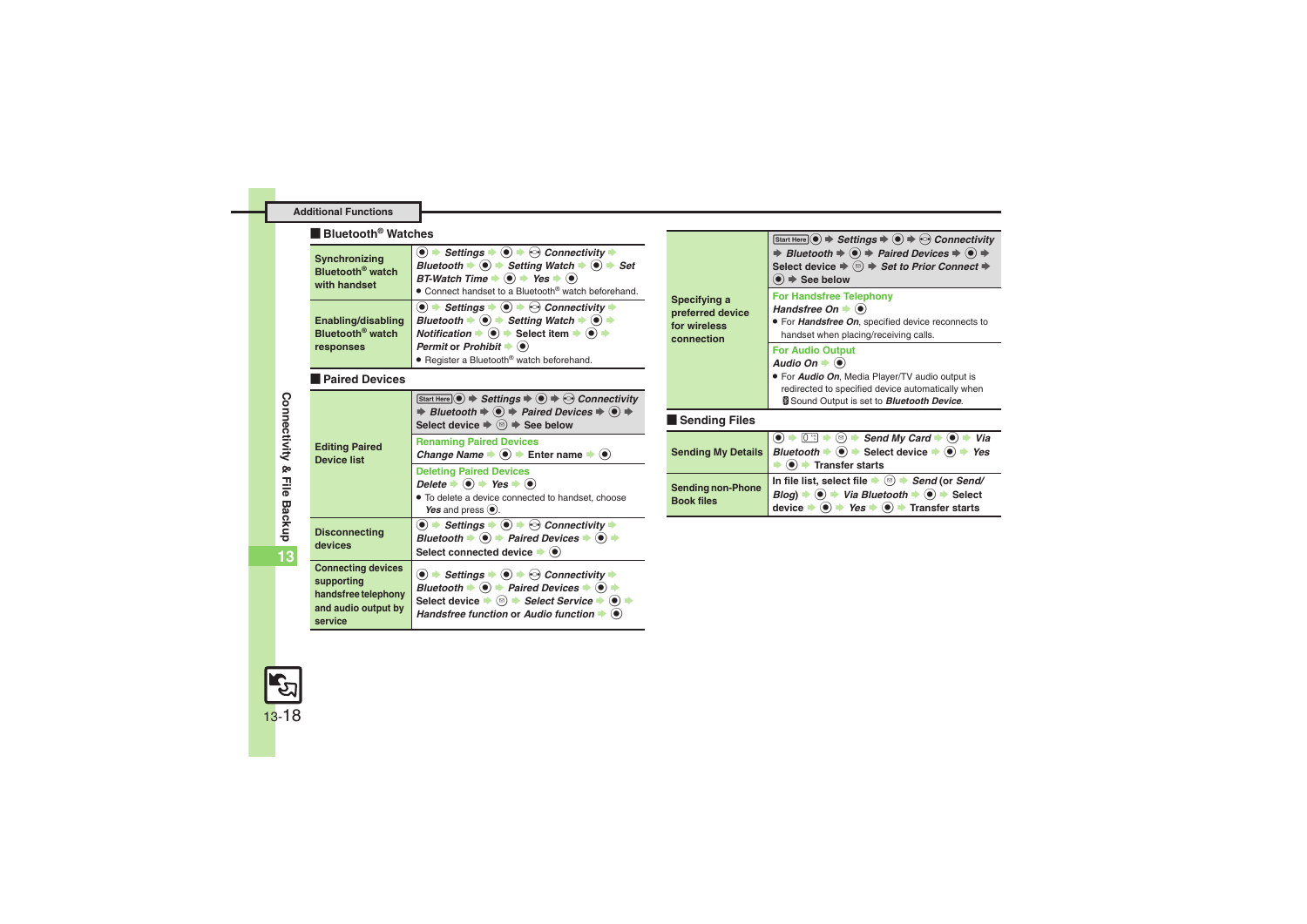## Additional Functions

### Bluetooth® Watches

| | |
|---|---|
| Synchronizing Bluetooth® watch with handset | ● → *Settings* → ● → ⊙ *Connectivity* → *Bluetooth* → ● → *Setting Watch* → ● → *Set BT-Watch Time* → ● → *Yes* → ●<br>• Connect handset to a Bluetooth® watch beforehand. |
| Enabling/disabling Bluetooth® watch responses | ● → *Settings* → ● → ⊙ *Connectivity* → *Bluetooth* → ● → *Setting Watch* → ● → *Notification* → ● → Select item → ● → *Permit* or *Prohibit* → ●<br>• Register a Bluetooth® watch beforehand. |

### Paired Devices

| | |
|---|---|
| Editing Paired Device list | Start Here ● → *Settings* → ● → ⊙ *Connectivity* → *Bluetooth* → ● → *Paired Devices* → ● → Select device → ⊜ → See below<br>**Renaming Paired Devices**<br>*Change Name* → ● → Enter name → ●<br>**Deleting Paired Devices**<br>*Delete* → ● → *Yes* → ●<br>• To delete a device connected to handset, choose *Yes* and press ●. |
| Disconnecting devices | ● → *Settings* → ● → ⊙ *Connectivity* → *Bluetooth* → ● → *Paired Devices* → ● → Select connected device → ● |
| Connecting devices supporting handsfree telephony and audio output by service | ● → *Settings* → ● → ⊙ *Connectivity* → *Bluetooth* → ● → *Paired Devices* → ● → Select device → ⊜ → *Select Service* → ● → *Handsfree function* or *Audio function* → ● |
| Specifying a preferred device for wireless connection | Start Here ● → *Settings* → ● → ⊙ *Connectivity* → *Bluetooth* → ● → *Paired Devices* → ● → Select device → ⊜ → *Set to Prior Connect* → ● → See below<br>**For Handsfree Telephony**<br>*Handsfree On* → ●<br>• For *Handsfree On*, specified device reconnects to handset when placing/receiving calls.<br>**For Audio Output**<br>*Audio On* → ●<br>• For *Audio On*, Media Player/TV audio output is redirected to specified device automatically when Sound Output is set to *Bluetooth Device*. |

### Sending Files

| | |
|---|---|
| Sending My Details | ● → 0 → ⊜ → *Send My Card* → ● → *Via Bluetooth* → ● → Select device → ● → *Yes* → ● → Transfer starts |
| Sending non-Phone Book files | In file list, select file → ⊜ → *Send* (or *Send/Blog*) → ● → *Via Bluetooth* → ● → Select device → ● → *Yes* → ● → Transfer starts |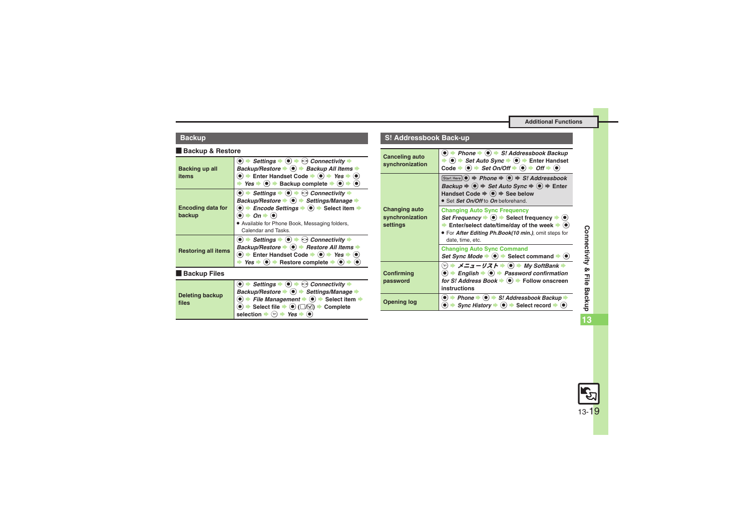Additional Functions

## Backup

### Backup & Restore

| | |
|---|---|
| Backing up all items | ● ➡ *Settings* ➡ ● ➡ Connectivity ➡ *Backup/Restore* ➡ ● ➡ *Backup All Items* ➡ ● ➡ Enter Handset Code ➡ ● ➡ *Yes* ➡ ● ➡ *Yes* ➡ ● ➡ Backup complete ➡ ● ➡ ● |
| Encoding data for backup | ● ➡ *Settings* ➡ ● ➡ Connectivity ➡ *Backup/Restore* ➡ ● ➡ *Settings/Manage* ➡ ● ➡ *Encode Settings* ➡ ● ➡ Select item ➡ ● ➡ *On* ➡ ● <br>• Available for Phone Book, Messaging folders, Calendar and Tasks. |
| Restoring all items | ● ➡ *Settings* ➡ ● ➡ Connectivity ➡ *Backup/Restore* ➡ ● ➡ *Restore All Items* ➡ ● ➡ Enter Handset Code ➡ ● ➡ *Yes* ➡ ● ➡ *Yes* ➡ ● ➡ Restore complete ➡ ● ➡ ● |

### Backup Files

| | |
|---|---|
| Deleting backup files | ● ➡ *Settings* ➡ ● ➡ Connectivity ➡ *Backup/Restore* ➡ ● ➡ *Settings/Manage* ➡ ● ➡ *File Management* ➡ ● ➡ Select item ➡ ● ➡ Select file ➡ ● (□/☑) ➡ Complete selection ➡ ☐ ➡ *Yes* ➡ ● |

## S! Addressbook Back-up

| | |
|---|---|
| Canceling auto synchronization | ● ➡ *Phone* ➡ ● ➡ *S! Addressbook Backup* ➡ ● ➡ *Set Auto Sync* ➡ ● ➡ Enter Handset Code ➡ ● ➡ *Set On/Off* ➡ ● ➡ *Off* ➡ ● |
| Changing auto synchronization settings | Start Here ● ➡ *Phone* ➡ ● ➡ *S! Addressbook Backup* ➡ ● ➡ *Set Auto Sync* ➡ ● ➡ Enter Handset Code ➡ ● ➡ See below <br>• Set *Set On/Off* to *On* beforehand. |
| | **Changing Auto Sync Frequency** <br>*Set Frequency* ➡ ● ➡ Select frequency ➡ ● ➡ Enter/select date/time/day of the week ➡ ● <br>• For *After Editing Ph.Book(10 min.)*, omit steps for date, time, etc. |
| | **Changing Auto Sync Command** <br>*Set Sync Mode* ➡ ● ➡ Select command ➡ ● |
| Confirming password | ☐ ➡ *メニューリスト* ➡ ● ➡ *My SoftBank* ➡ ● ➡ *English* ➡ ● ➡ *Password confirmation for S! Address Book* ➡ ● ➡ Follow onscreen instructions |
| Opening log | ● ➡ *Phone* ➡ ● ➡ *S! Addressbook Backup* ➡ ● ➡ *Sync History* ➡ ● ➡ Select record ➡ ● |

Connectivity & File Backup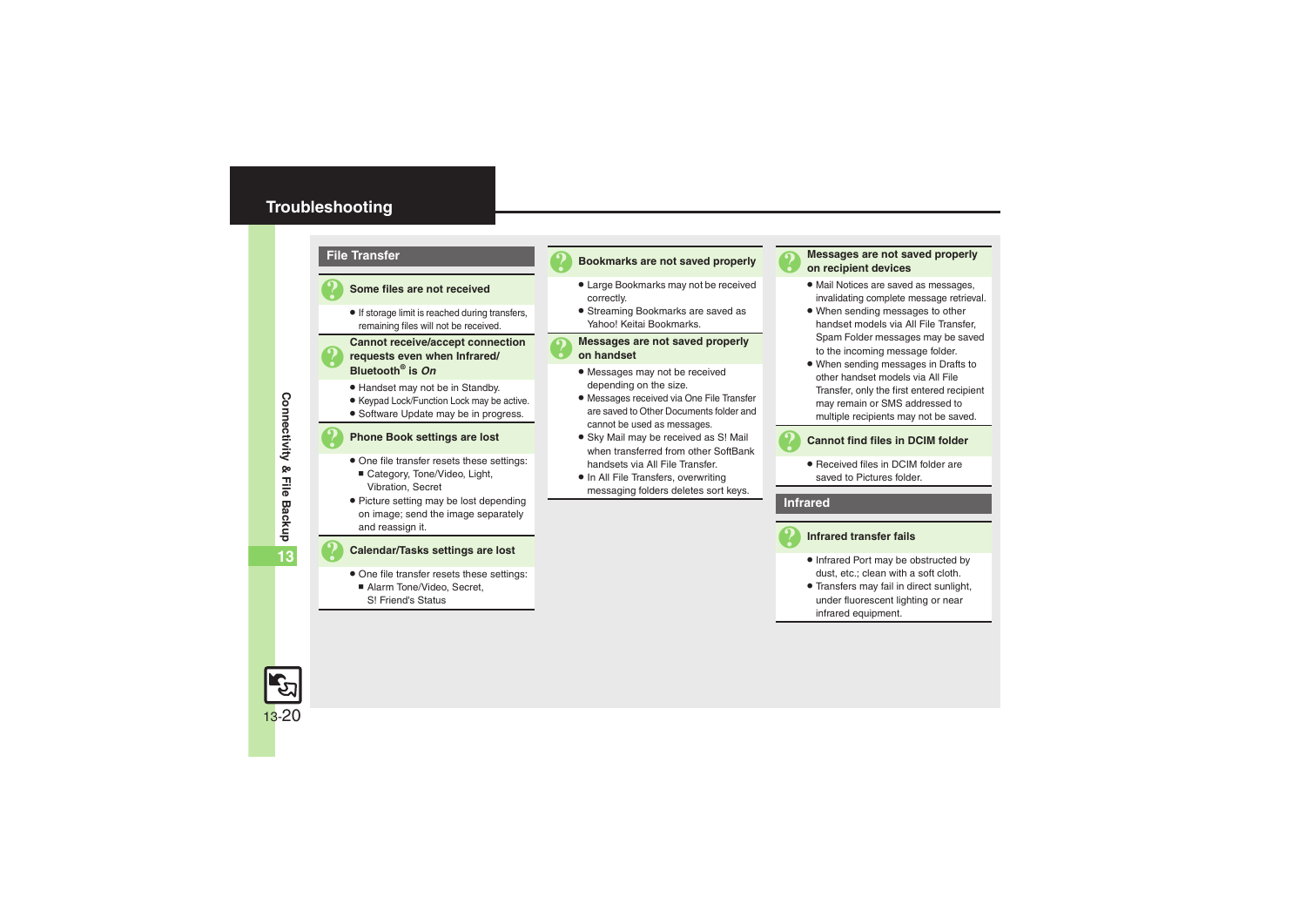# Troubleshooting

## File Transfer

### Some files are not received

- If storage limit is reached during transfers, remaining files will not be received.

### Cannot receive/accept connection requests even when Infrared/ Bluetooth® is *On*

- Handset may not be in Standby.
- Keypad Lock/Function Lock may be active.
- Software Update may be in progress.

### Phone Book settings are lost

- One file transfer resets these settings:
  - Category, Tone/Video, Light, Vibration, Secret
- Picture setting may be lost depending on image; send the image separately and reassign it.

### Calendar/Tasks settings are lost

- One file transfer resets these settings:
  - Alarm Tone/Video, Secret, S! Friend's Status

### Bookmarks are not saved properly

- Large Bookmarks may not be received correctly.
- Streaming Bookmarks are saved as Yahoo! Keitai Bookmarks.

### Messages are not saved properly on handset

- Messages may not be received depending on the size.
- Messages received via One File Transfer are saved to Other Documents folder and cannot be used as messages.
- Sky Mail may be received as S! Mail when transferred from other SoftBank handsets via All File Transfer.
- In All File Transfers, overwriting messaging folders deletes sort keys.

### Messages are not saved properly on recipient devices

- Mail Notices are saved as messages, invalidating complete message retrieval.
- When sending messages to other handset models via All File Transfer, Spam Folder messages may be saved to the incoming message folder.
- When sending messages in Drafts to other handset models via All File Transfer, only the first entered recipient may remain or SMS addressed to multiple recipients may not be saved.

### Cannot find files in DCIM folder

- Received files in DCIM folder are saved to Pictures folder.

## Infrared

### Infrared transfer fails

- Infrared Port may be obstructed by dust, etc.; clean with a soft cloth.
- Transfers may fail in direct sunlight, under fluorescent lighting or near infrared equipment.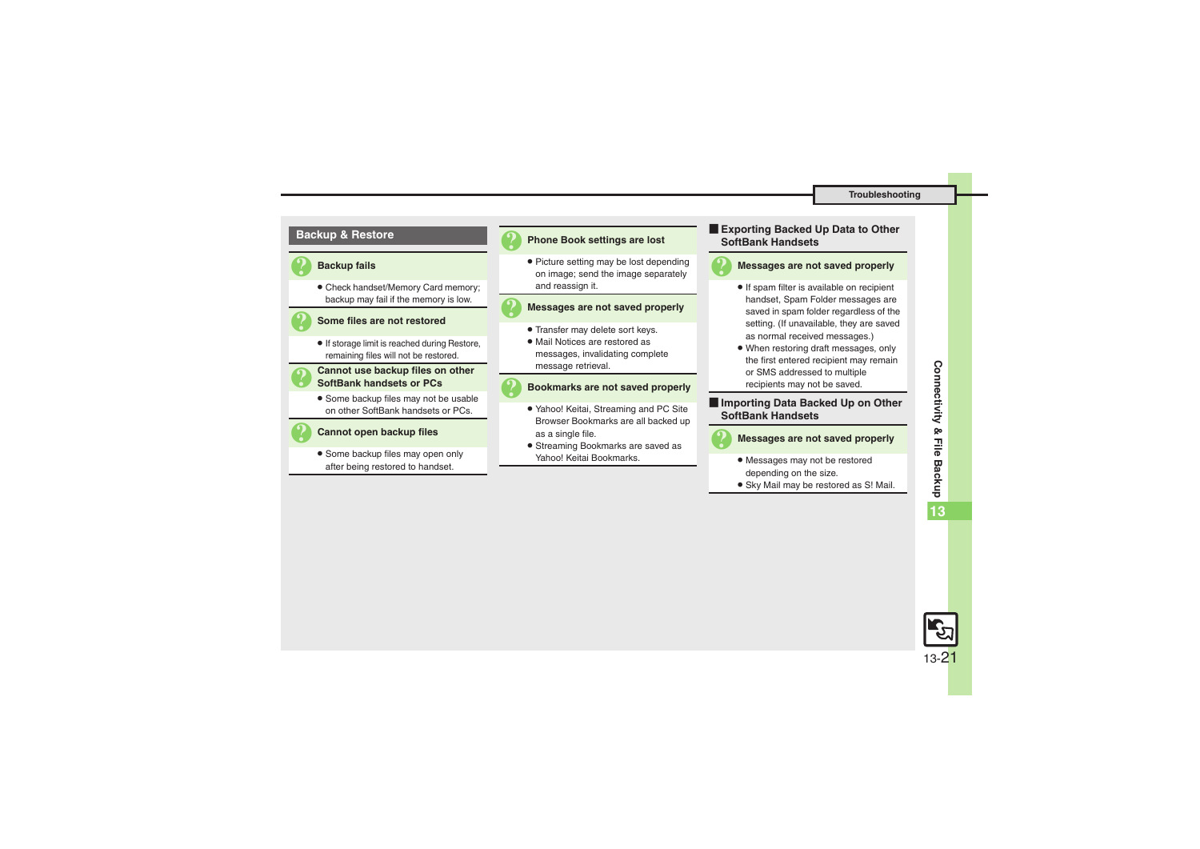## Backup & Restore

### Backup fails

- Check handset/Memory Card memory; backup may fail if the memory is low.

### Some files are not restored

- If storage limit is reached during Restore, remaining files will not be restored.

### Cannot use backup files on other SoftBank handsets or PCs

- Some backup files may not be usable on other SoftBank handsets or PCs.

### Cannot open backup files

- Some backup files may open only after being restored to handset.

### Phone Book settings are lost

- Picture setting may be lost depending on image; send the image separately and reassign it.

### Messages are not saved properly

- Transfer may delete sort keys.
- Mail Notices are restored as messages, invalidating complete message retrieval.

### Bookmarks are not saved properly

- Yahoo! Keitai, Streaming and PC Site Browser Bookmarks are all backed up as a single file.
- Streaming Bookmarks are saved as Yahoo! Keitai Bookmarks.

## Exporting Backed Up Data to Other SoftBank Handsets

### Messages are not saved properly

- If spam filter is available on recipient handset, Spam Folder messages are saved in spam folder regardless of the setting. (If unavailable, they are saved as normal received messages.)
- When restoring draft messages, only the first entered recipient may remain or SMS addressed to multiple recipients may not be saved.

## Importing Data Backed Up on Other SoftBank Handsets

### Messages are not saved properly

- Messages may not be restored depending on the size.
- Sky Mail may be restored as S! Mail.